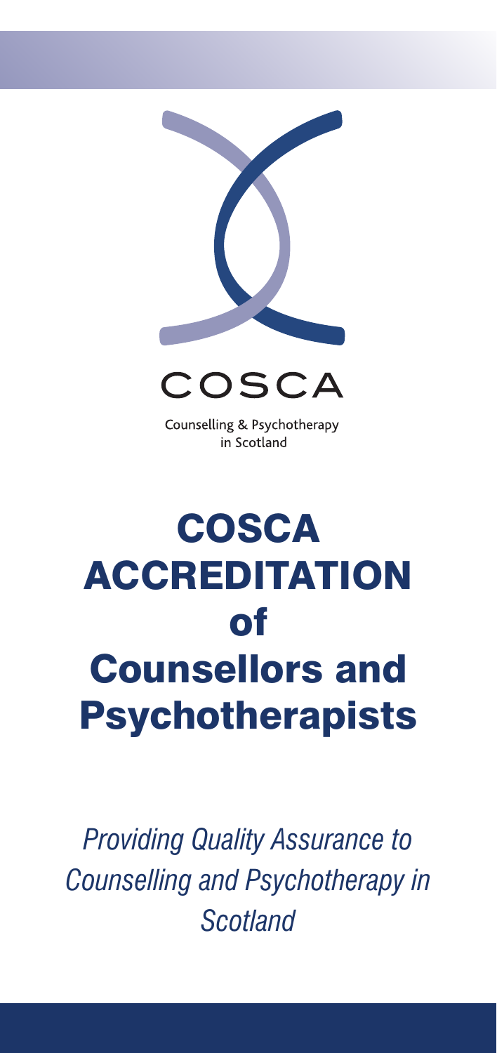COSCA

Counselling & Psychotherapy in Scotland

# COSCA ACCREDITATION of Counsellors and Psychotherapists

*Providing Quality Assurance to Counselling and Psychotherapy in Scotland*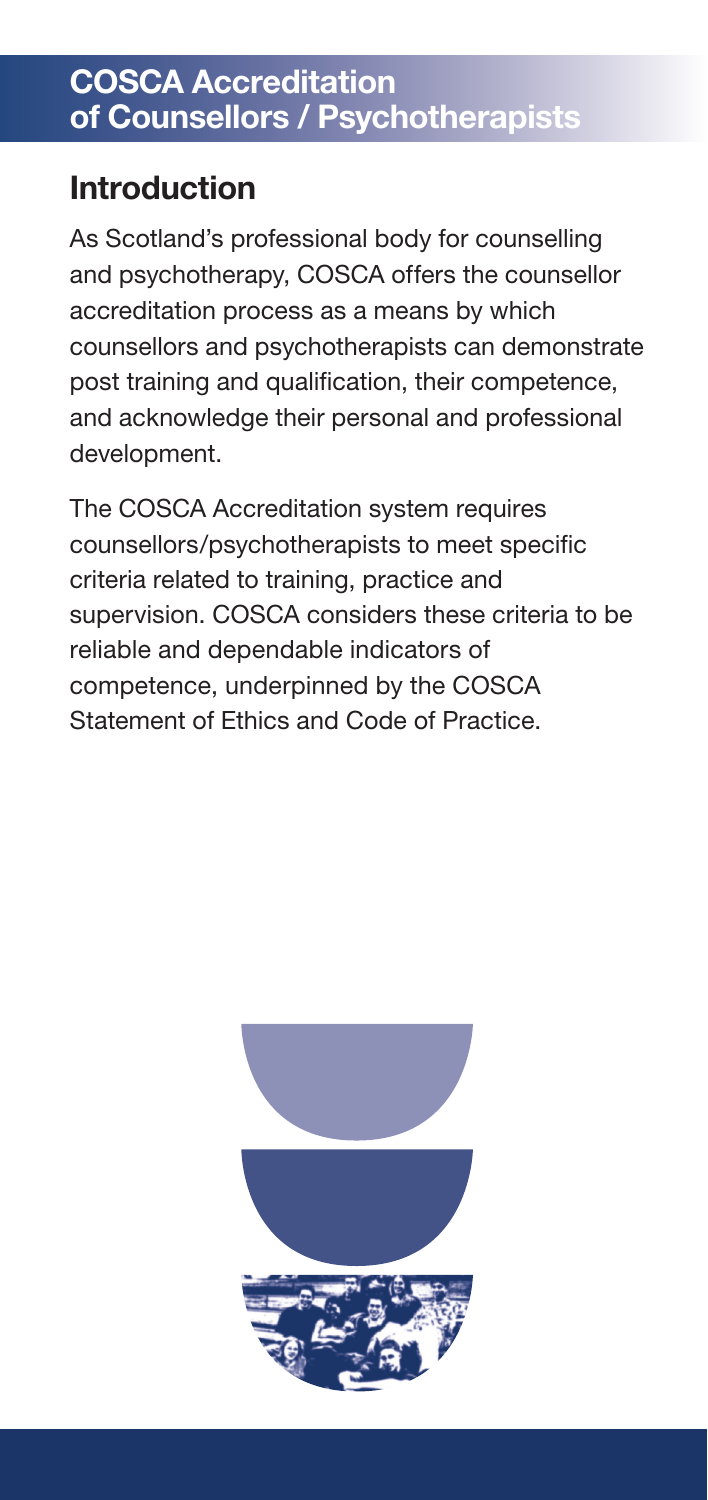## COSCA Accreditation of Counsellors / Psychotherapists

## Introduction

As Scotland's professional body for counselling and psychotherapy, COSCA offers the counsellor accreditation process as a means by which counsellors and psychotherapists can demonstrate post training and qualification, their competence, and acknowledge their personal and professional development.

The COSCA Accreditation system requires counsellors/psychotherapists to meet specific criteria related to training, practice and supervision. COSCA considers these criteria to be reliable and dependable indicators of competence, underpinned by the COSCA Statement of Ethics and Code of Practice.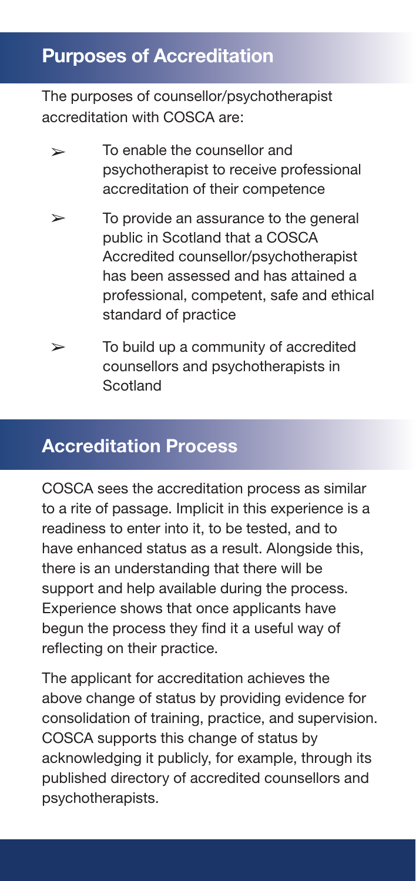## Purposes of Accreditation

The purposes of counsellor/psychotherapist accreditation with COSCA are:

- To enable the counsellor and psychotherapist to receive professional accreditation of their competence
- To provide an assurance to the general public in Scotland that a COSCA Accredited counsellor/psychotherapist has been assessed and has attained a professional, competent, safe and ethical standard of practice
- To build up a community of accredited counsellors and psychotherapists in Scotland

## Accreditation Process

COSCA sees the accreditation process as similar to a rite of passage. Implicit in this experience is a readiness to enter into it, to be tested, and to have enhanced status as a result. Alongside this, there is an understanding that there will be support and help available during the process. Experience shows that once applicants have begun the process they find it a useful way of reflecting on their practice.

The applicant for accreditation achieves the above change of status by providing evidence for consolidation of training, practice, and supervision. COSCA supports this change of status by acknowledging it publicly, for example, through its published directory of accredited counsellors and psychotherapists.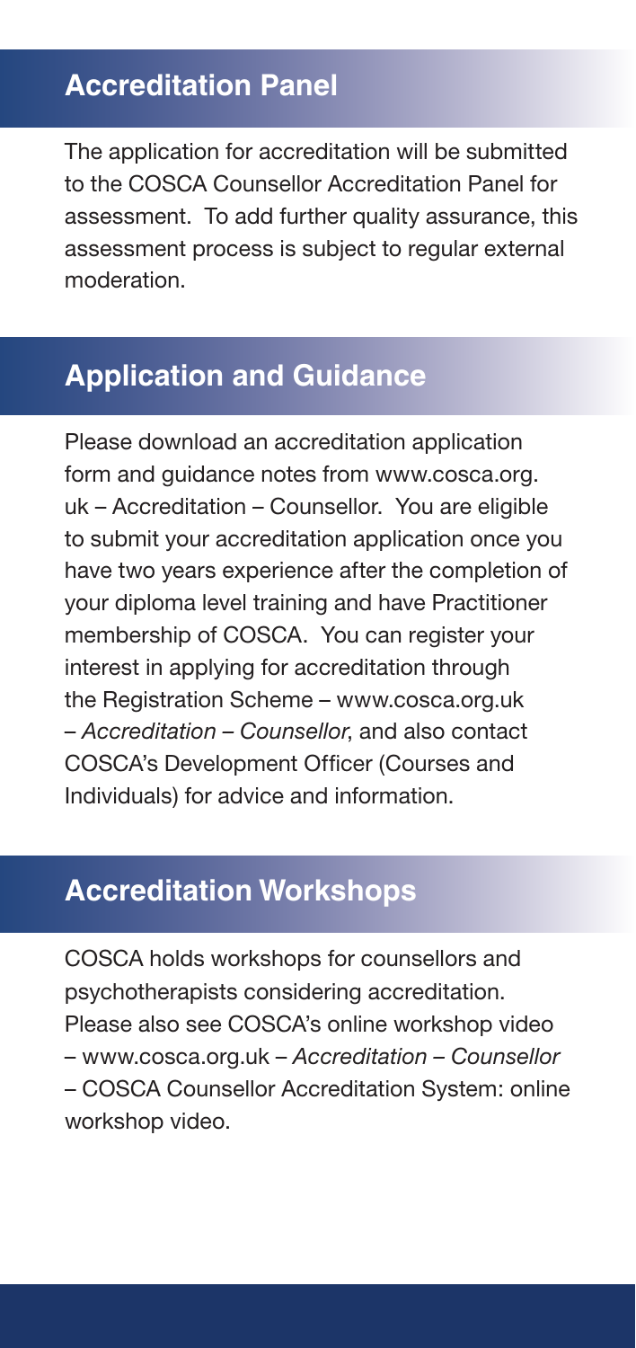## Accreditation Panel

The application for accreditation will be submitted to the COSCA Counsellor Accreditation Panel for assessment. To add further quality assurance, this assessment process is subject to regular external moderation.

## Application and Guidance

Please download an accreditation application form and guidance notes from www.cosca.org.uk – Accreditation – Counsellor. You are eligible to submit your accreditation application once you have two years experience after the completion of your diploma level training and have Practitioner membership of COSCA. You can register your interest in applying for accreditation through the Registration Scheme – www.cosca.org.uk – *Accreditation – Counsellor*, and also contact COSCA's Development Officer (Courses and Individuals) for advice and information.

## Accreditation Workshops

COSCA holds workshops for counsellors and psychotherapists considering accreditation. Please also see COSCA's online workshop video – www.cosca.org.uk – *Accreditation – Counsellor* – COSCA Counsellor Accreditation System: online workshop video.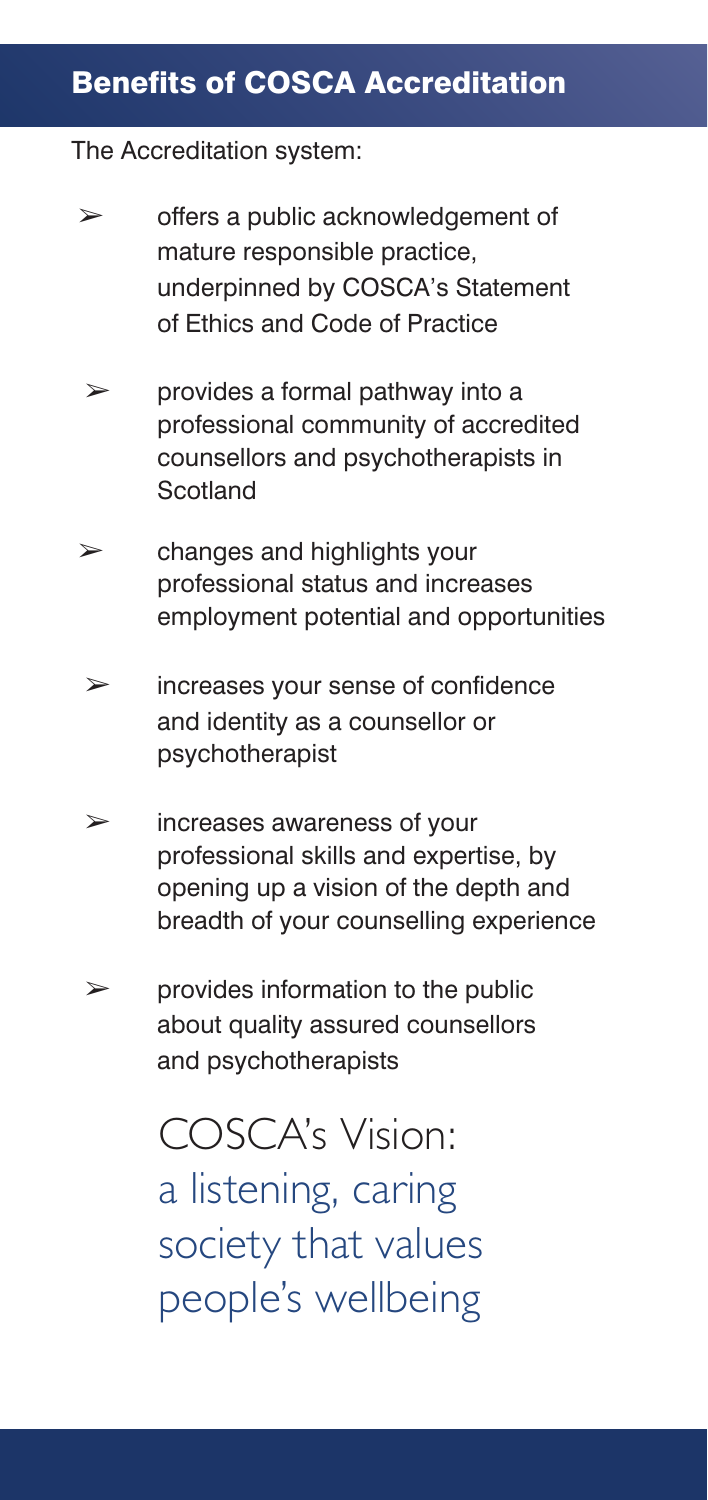## Benefits of COSCA Accreditation

The Accreditation system:

- offers a public acknowledgement of mature responsible practice, underpinned by COSCA's Statement of Ethics and Code of Practice
- provides a formal pathway into a professional community of accredited counsellors and psychotherapists in Scotland
- changes and highlights your professional status and increases employment potential and opportunities
- increases your sense of confidence and identity as a counsellor or psychotherapist
- increases awareness of your professional skills and expertise, by opening up a vision of the depth and breadth of your counselling experience
- provides information to the public about quality assured counsellors and psychotherapists

COSCA's Vision:
a listening, caring society that values people's wellbeing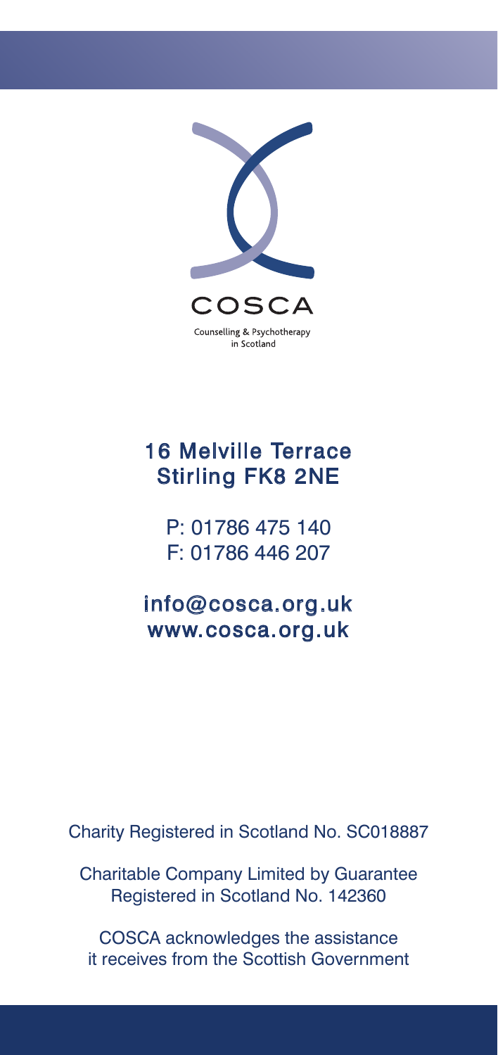COSCA

Counselling & Psychotherapy in Scotland

**16 Melville Terrace**
**Stirling FK8 2NE**

P: 01786 475 140
F: 01786 446 207

info@cosca.org.uk
www.cosca.org.uk

Charity Registered in Scotland No. SC018887

Charitable Company Limited by Guarantee
Registered in Scotland No. 142360

COSCA acknowledges the assistance
it receives from the Scottish Government